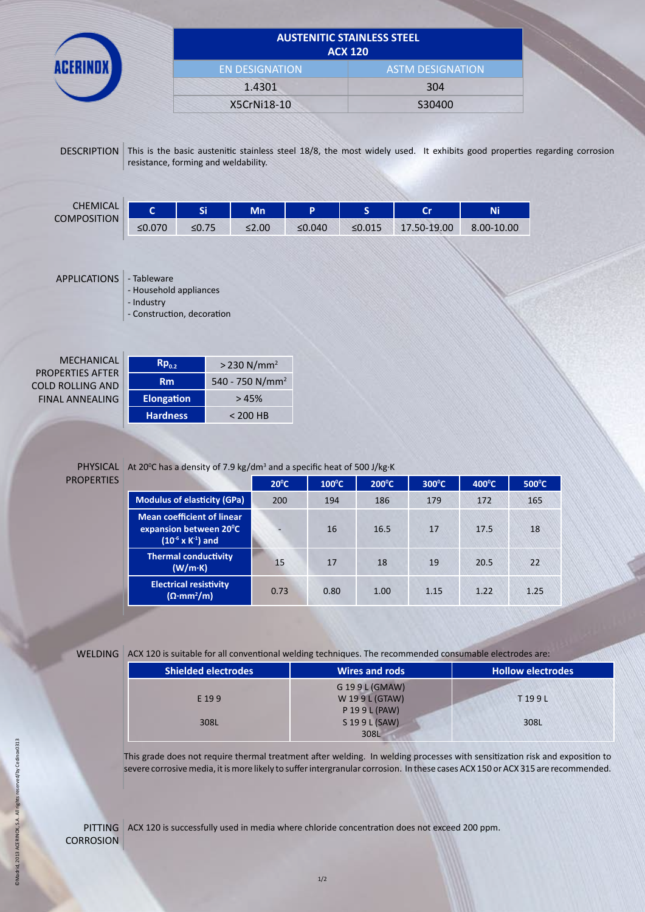ACERINOX

# AUSTENITIC STAINLESS STEEL ACX 120

| EN DESIGNATION | ASTM DESIGNATION |
|---|---|
| 1.4301 | 304 |
| X5CrNi18-10 | S30400 |

## DESCRIPTION

This is the basic austenitic stainless steel 18/8, the most widely used. It exhibits good properties regarding corrosion resistance, forming and weldability.

## CHEMICAL COMPOSITION

| C | Si | Mn | P | S | Cr | Ni |
|---|---|---|---|---|---|---|
| ≤0.070 | ≤0.75 | ≤2.00 | ≤0.040 | ≤0.015 | 17.50-19.00 | 8.00-10.00 |

## APPLICATIONS

- Tableware
- Household appliances
- Industry
- Construction, decoration

## MECHANICAL PROPERTIES AFTER COLD ROLLING AND FINAL ANNEALING

| Property | Value |
|---|---|
| $Rp_{0.2}$ | > 230 N/mm$^2$ |
| Rm | 540 - 750 N/mm$^2$ |
| Elongation | > 45% |
| Hardness | < 200 HB |

## PHYSICAL PROPERTIES

At 20ºC has a density of 7.9 kg/dm$^3$ and a specific heat of 500 J/kg·K

| | 20ºC | 100ºC | 200ºC | 300ºC | 400ºC | 500ºC |
|---|---|---|---|---|---|---|
| Modulus of elasticity (GPa) | 200 | 194 | 186 | 179 | 172 | 165 |
| Mean coefficient of linear expansion between 20ºC ($10^{-6}$ x $K^{-1}$) and | - | 16 | 16.5 | 17 | 17.5 | 18 |
| Thermal conductivity (W/m·K) | 15 | 17 | 18 | 19 | 20.5 | 22 |
| Electrical resistivity (Ω·mm$^2$/m) | 0.73 | 0.80 | 1.00 | 1.15 | 1.22 | 1.25 |

## WELDING

ACX 120 is suitable for all conventional welding techniques. The recommended consumable electrodes are:

| Shielded electrodes | Wires and rods | Hollow electrodes |
|---|---|---|
| E 19 9<br>308L | G 19 9 L (GMAW)<br>W 19 9 L (GTAW)<br>P 19 9 L (PAW)<br>S 19 9 L (SAW)<br>308L | T 19 9 L<br>308L |

This grade does not require thermal treatment after welding. In welding processes with sensitization risk and exposition to severe corrosive media, it is more likely to suffer intergranular corrosion. In these cases ACX 150 or ACX 315 are recommended.

## PITTING CORROSION

ACX 120 is successfully used in media where chloride concentration does not exceed 200 ppm.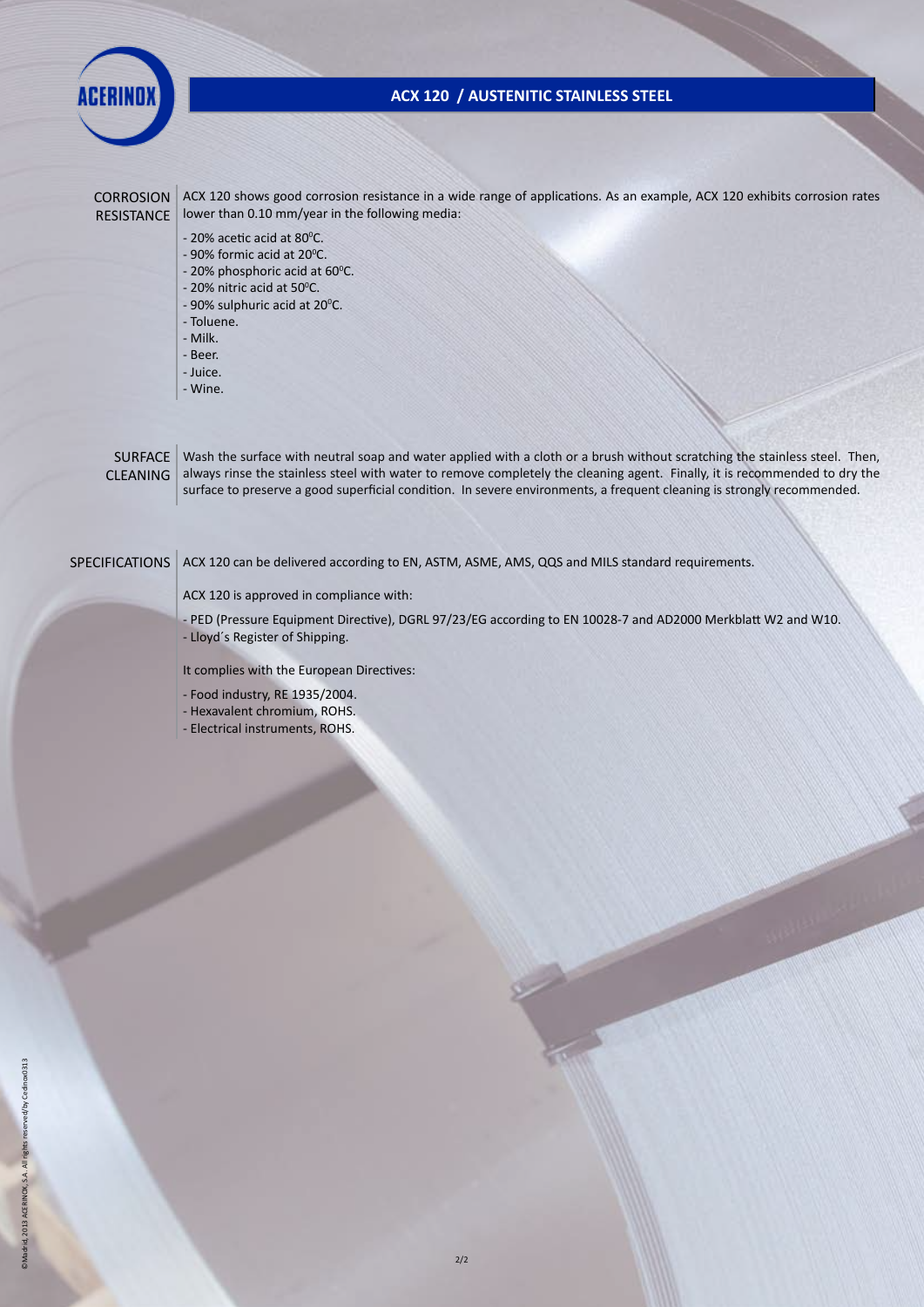# ACX 120 / AUSTENITIC STAINLESS STEEL

## CORROSION RESISTANCE

ACX 120 shows good corrosion resistance in a wide range of applications. As an example, ACX 120 exhibits corrosion rates lower than 0.10 mm/year in the following media:

- 20% acetic acid at 80ºC.
- 90% formic acid at 20ºC.
- 20% phosphoric acid at 60ºC.
- 20% nitric acid at 50ºC.
- 90% sulphuric acid at 20ºC.
- Toluene.
- Milk.
- Beer.
- Juice.
- Wine.

## SURFACE CLEANING

Wash the surface with neutral soap and water applied with a cloth or a brush without scratching the stainless steel. Then, always rinse the stainless steel with water to remove completely the cleaning agent. Finally, it is recommended to dry the surface to preserve a good superficial condition. In severe environments, a frequent cleaning is strongly recommended.

## SPECIFICATIONS

ACX 120 can be delivered according to EN, ASTM, ASME, AMS, QQS and MILS standard requirements.

ACX 120 is approved in compliance with:

- PED (Pressure Equipment Directive), DGRL 97/23/EG according to EN 10028-7 and AD2000 Merkblatt W2 and W10.
- Lloyd´s Register of Shipping.

It complies with the European Directives:

- Food industry, RE 1935/2004.
- Hexavalent chromium, ROHS.
- Electrical instruments, ROHS.

©Madrid, 2013 ACERINOX, S.A. All rights reserved/by Cedinox0313